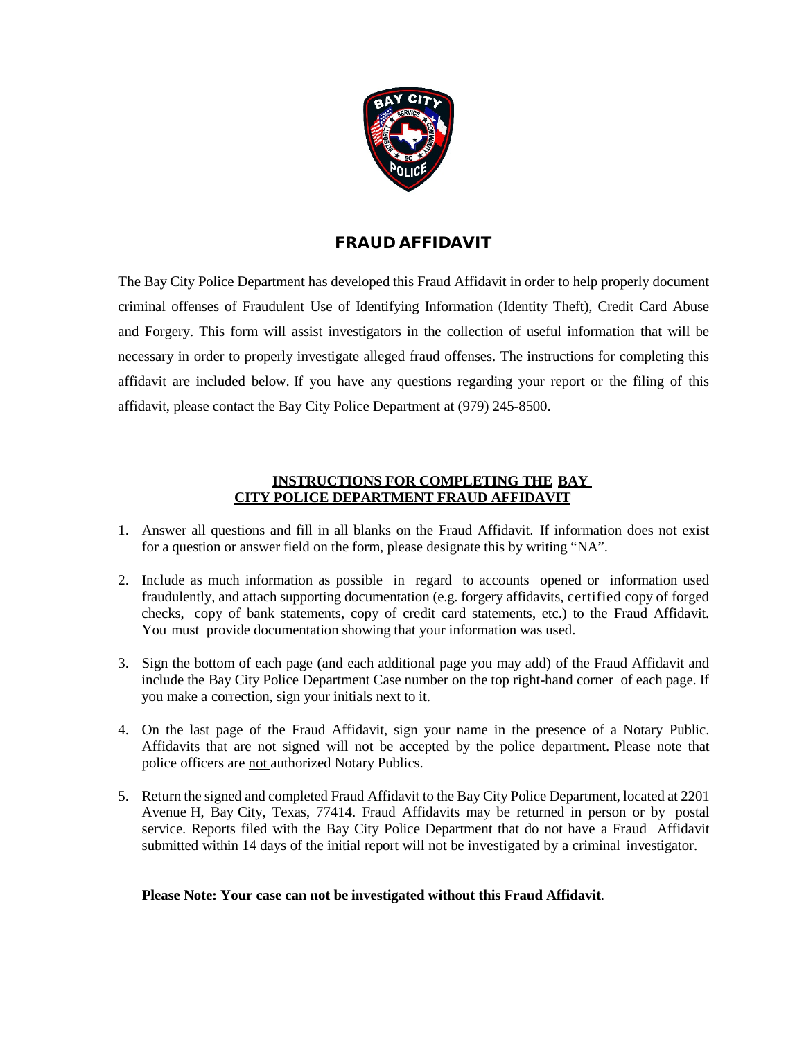# FRAUD AFFIDAVIT

The Bay City Police Department has developed this Fraud Affidavit in order to help properly document criminal offenses of Fraudulent Use of Identifying Information (Identity Theft), Credit Card Abuse and Forgery. This form will assist investigators in the collection of useful information that will be necessary in order to properly investigate alleged fraud offenses. The instructions for completing this affidavit are included below. If you have any questions regarding your report or the filing of this affidavit, please contact the Bay City Police Department at (979) 245-8500.

## INSTRUCTIONS FOR COMPLETING THE BAY CITY POLICE DEPARTMENT FRAUD AFFIDAVIT

1. Answer all questions and fill in all blanks on the Fraud Affidavit. If information does not exist for a question or answer field on the form, please designate this by writing "NA".
2. Include as much information as possible in regard to accounts opened or information used fraudulently, and attach supporting documentation (e.g. forgery affidavits, certified copy of forged checks, copy of bank statements, copy of credit card statements, etc.) to the Fraud Affidavit. You must provide documentation showing that your information was used.
3. Sign the bottom of each page (and each additional page you may add) of the Fraud Affidavit and include the Bay City Police Department Case number on the top right-hand corner of each page. If you make a correction, sign your initials next to it.
4. On the last page of the Fraud Affidavit, sign your name in the presence of a Notary Public. Affidavits that are not signed will not be accepted by the police department. Please note that police officers are not authorized Notary Publics.
5. Return the signed and completed Fraud Affidavit to the Bay City Police Department, located at 2201 Avenue H, Bay City, Texas, 77414. Fraud Affidavits may be returned in person or by postal service. Reports filed with the Bay City Police Department that do not have a Fraud Affidavit submitted within 14 days of the initial report will not be investigated by a criminal investigator.

**Please Note: Your case can not be investigated without this Fraud Affidavit**.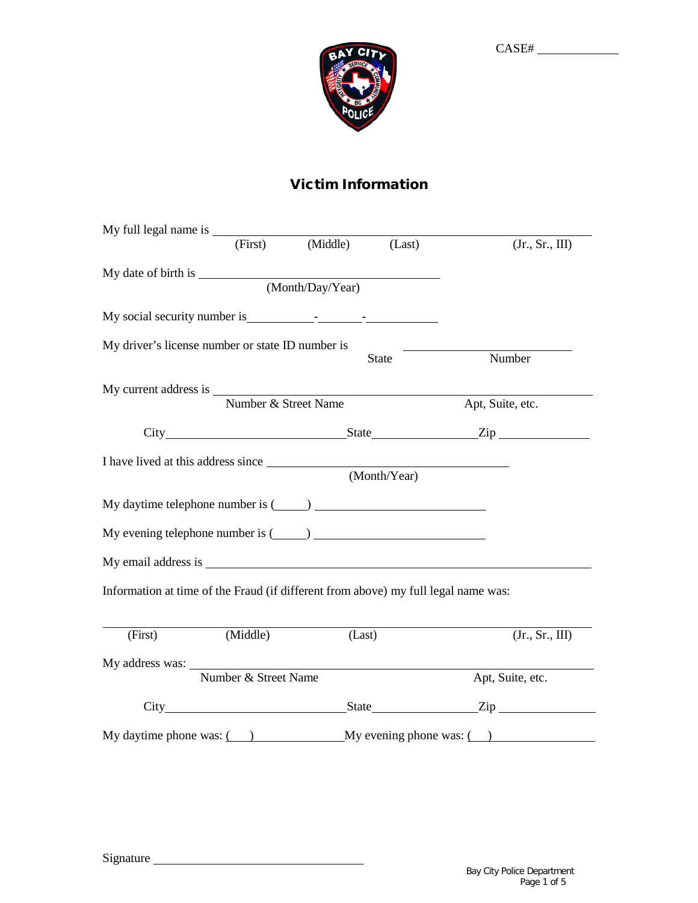CASE# _____________

# Victim Information

My full legal name is ____________________________________________________________

(First) (Middle) (Last) (Jr., Sr., III)

My date of birth is ______________________________________

(Month/Day/Year)

My social security number is__________-_______-___________

My driver's license number or state ID number is ____________ ________________________

State Number

My current address is ____________________________________________________________

Number & Street Name Apt, Suite, etc.

City___________________________State________________Zip ______________

I have lived at this address since ______________________________________

(Month/Year)

My daytime telephone number is (_____) __________________________

My evening telephone number is (_____) __________________________

My email address is ____________________________________________________________

Information at time of the Fraud (if different from above) my full legal name was:

____________________________________________________________

(First) (Middle) (Last) (Jr., Sr., III)

My address was: ____________________________________________________________

Number & Street Name Apt, Suite, etc.

City___________________________State________________Zip ______________

My daytime phone was: (___)_______________My evening phone was: (___)_______________

Signature ________________________________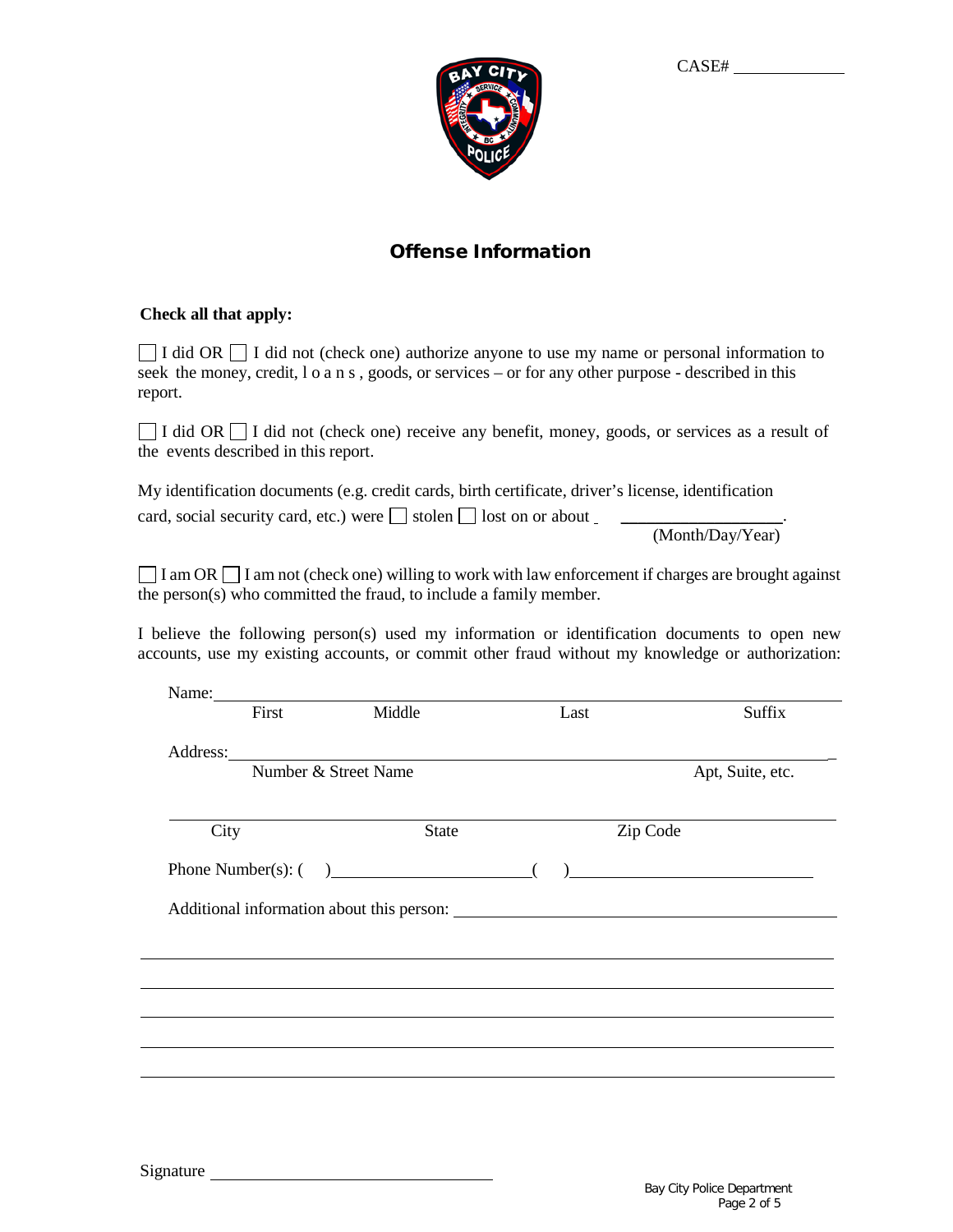CASE# ____________

## Offense Information

**Check all that apply:**

☐ I did OR ☐ I did not (check one) authorize anyone to use my name or personal information to seek the money, credit, l o a n s , goods, or services – or for any other purpose - described in this report.

☐ I did OR ☐ I did not (check one) receive any benefit, money, goods, or services as a result of the events described in this report.

My identification documents (e.g. credit cards, birth certificate, driver's license, identification card, social security card, etc.) were ☐ stolen ☐ lost on or about ____________________.
(Month/Day/Year)

☐ I am OR ☐ I am not (check one) willing to work with law enforcement if charges are brought against the person(s) who committed the fraud, to include a family member.

I believe the following person(s) used my information or identification documents to open new accounts, use my existing accounts, or commit other fraud without my knowledge or authorization:

Name: ____________________________________________________________
First    Middle    Last    Suffix

Address: __________________________________________________________
Number & Street Name    Apt, Suite, etc.

__________________________________________________________________
City    State    Zip Code

Phone Number(s): ( ) ______________________ ( ) ______________________

Additional information about this person: ____________________________

__________________________________________________________________

__________________________________________________________________

__________________________________________________________________

__________________________________________________________________

__________________________________________________________________

Signature ______________________________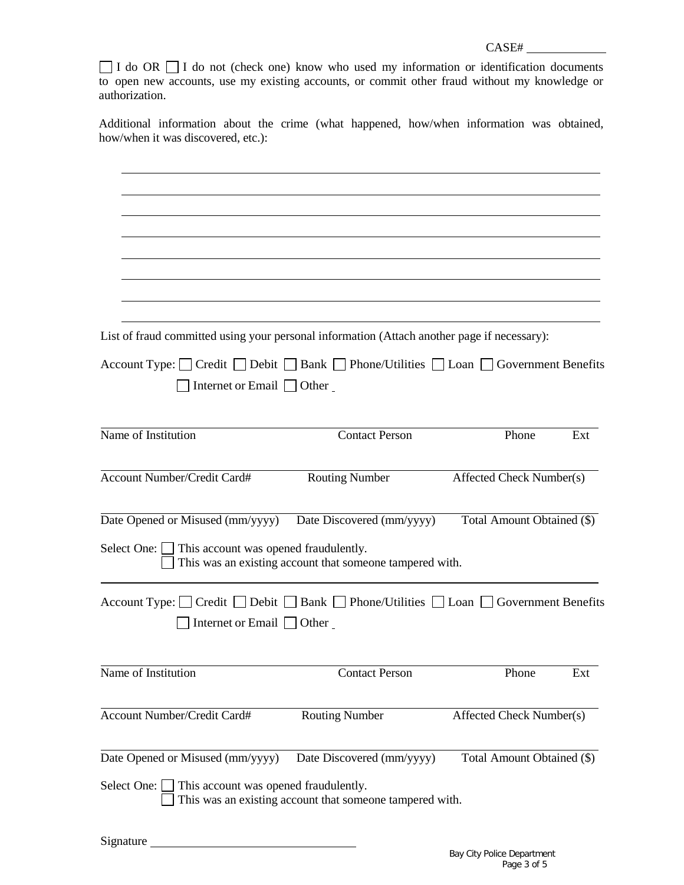CASE# ____________

☐ I do OR ☐ I do not (check one) know who used my information or identification documents to open new accounts, use my existing accounts, or commit other fraud without my knowledge or authorization.

Additional information about the crime (what happened, how/when information was obtained, how/when it was discovered, etc.):

______________________________________________________________________

______________________________________________________________________

______________________________________________________________________

______________________________________________________________________

______________________________________________________________________

______________________________________________________________________

______________________________________________________________________

______________________________________________________________________

List of fraud committed using your personal information (Attach another page if necessary):

Account Type: ☐ Credit ☐ Debit ☐ Bank ☐ Phone/Utilities ☐ Loan ☐ Government Benefits
☐ Internet or Email ☐ Other ____

| Name of Institution | Contact Person | Phone | Ext |
|---|---|---|---|

| Account Number/Credit Card# | Routing Number | Affected Check Number(s) |
|---|---|---|

| Date Opened or Misused (mm/yyyy) | Date Discovered (mm/yyyy) | Total Amount Obtained ($) |
|---|---|---|

Select One: ☐ This account was opened fraudulently.
☐ This was an existing account that someone tampered with.

---

Account Type: ☐ Credit ☐ Debit ☐ Bank ☐ Phone/Utilities ☐ Loan ☐ Government Benefits
☐ Internet or Email ☐ Other ____

| Name of Institution | Contact Person | Phone | Ext |
|---|---|---|---|

| Account Number/Credit Card# | Routing Number | Affected Check Number(s) |
|---|---|---|

| Date Opened or Misused (mm/yyyy) | Date Discovered (mm/yyyy) | Total Amount Obtained ($) |
|---|---|---|

Select One: ☐ This account was opened fraudulently.
☐ This was an existing account that someone tampered with.

Signature ______________________________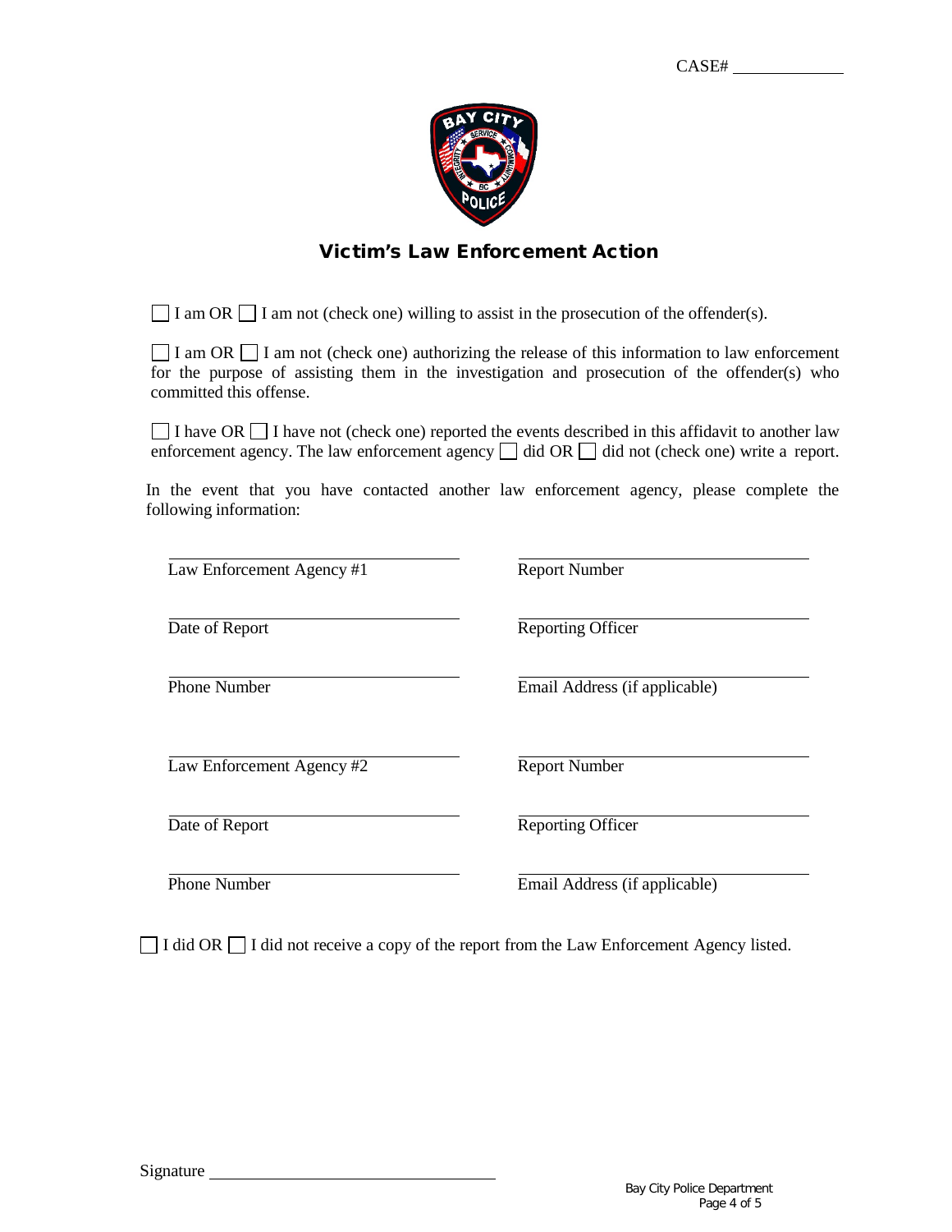CASE# ____________

## Victim's Law Enforcement Action

☐ I am OR ☐ I am not (check one) willing to assist in the prosecution of the offender(s).

☐ I am OR ☐ I am not (check one) authorizing the release of this information to law enforcement for the purpose of assisting them in the investigation and prosecution of the offender(s) who committed this offense.

☐ I have OR ☐ I have not (check one) reported the events described in this affidavit to another law enforcement agency. The law enforcement agency ☐ did OR ☐ did not (check one) write a report.

In the event that you have contacted another law enforcement agency, please complete the following information:

| | |
|---|---|
| ______________________ Law Enforcement Agency #1 | ______________________ Report Number |
| ______________________ Date of Report | ______________________ Reporting Officer |
| ______________________ Phone Number | ______________________ Email Address (if applicable) |
| ______________________ Law Enforcement Agency #2 | ______________________ Report Number |
| ______________________ Date of Report | ______________________ Reporting Officer |
| ______________________ Phone Number | ______________________ Email Address (if applicable) |

☐ I did OR ☐ I did not receive a copy of the report from the Law Enforcement Agency listed.

Signature ______________________

Bay City Police Department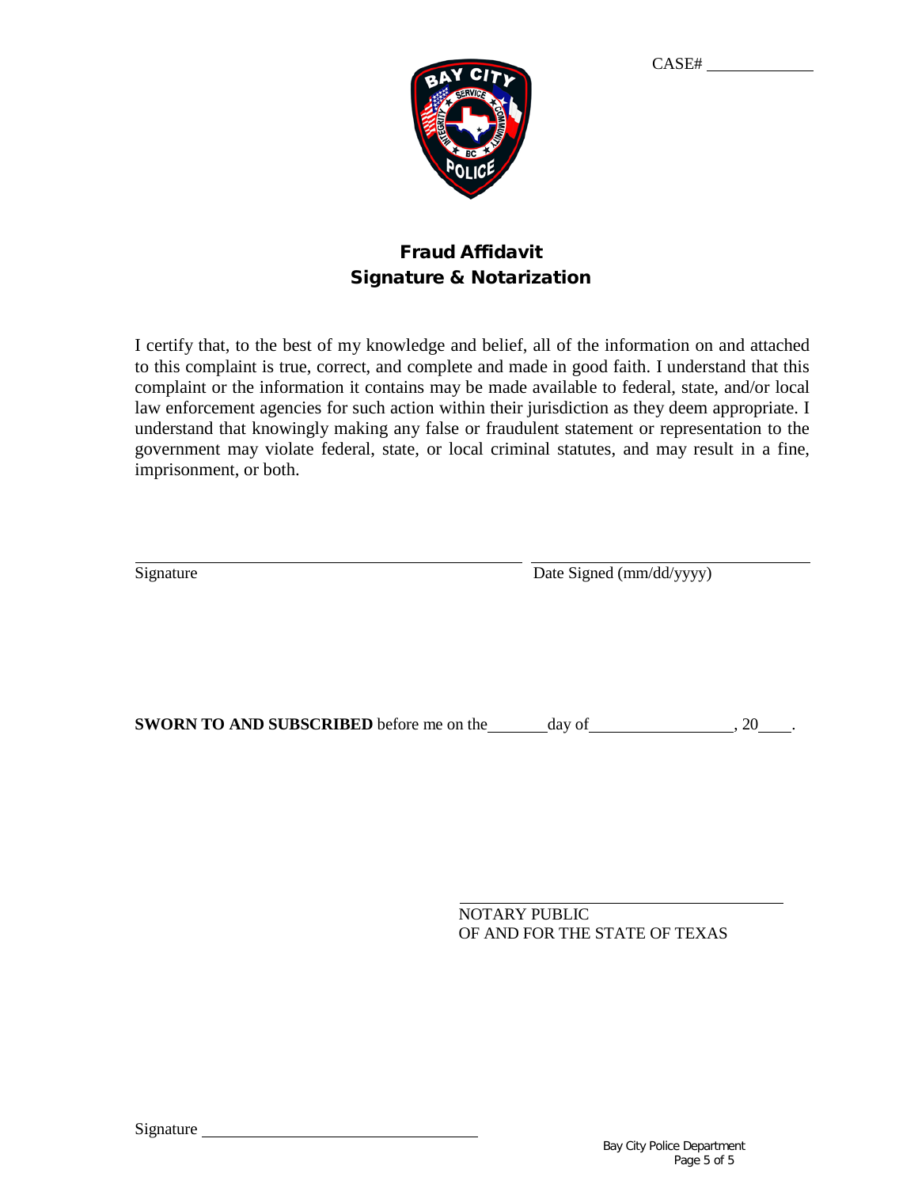CASE# ____________

# Fraud Affidavit
## Signature & Notarization

I certify that, to the best of my knowledge and belief, all of the information on and attached to this complaint is true, correct, and complete and made in good faith. I understand that this complaint or the information it contains may be made available to federal, state, and/or local law enforcement agencies for such action within their jurisdiction as they deem appropriate. I understand that knowingly making any false or fraudulent statement or representation to the government may violate federal, state, or local criminal statutes, and may result in a fine, imprisonment, or both.

_______________________________________ _______________________________

Signature Date Signed (mm/dd/yyyy)

**SWORN TO AND SUBSCRIBED** before me on the ______ day of ________________, 20____.

_______________________________________

NOTARY PUBLIC
OF AND FOR THE STATE OF TEXAS

Signature ______________________________